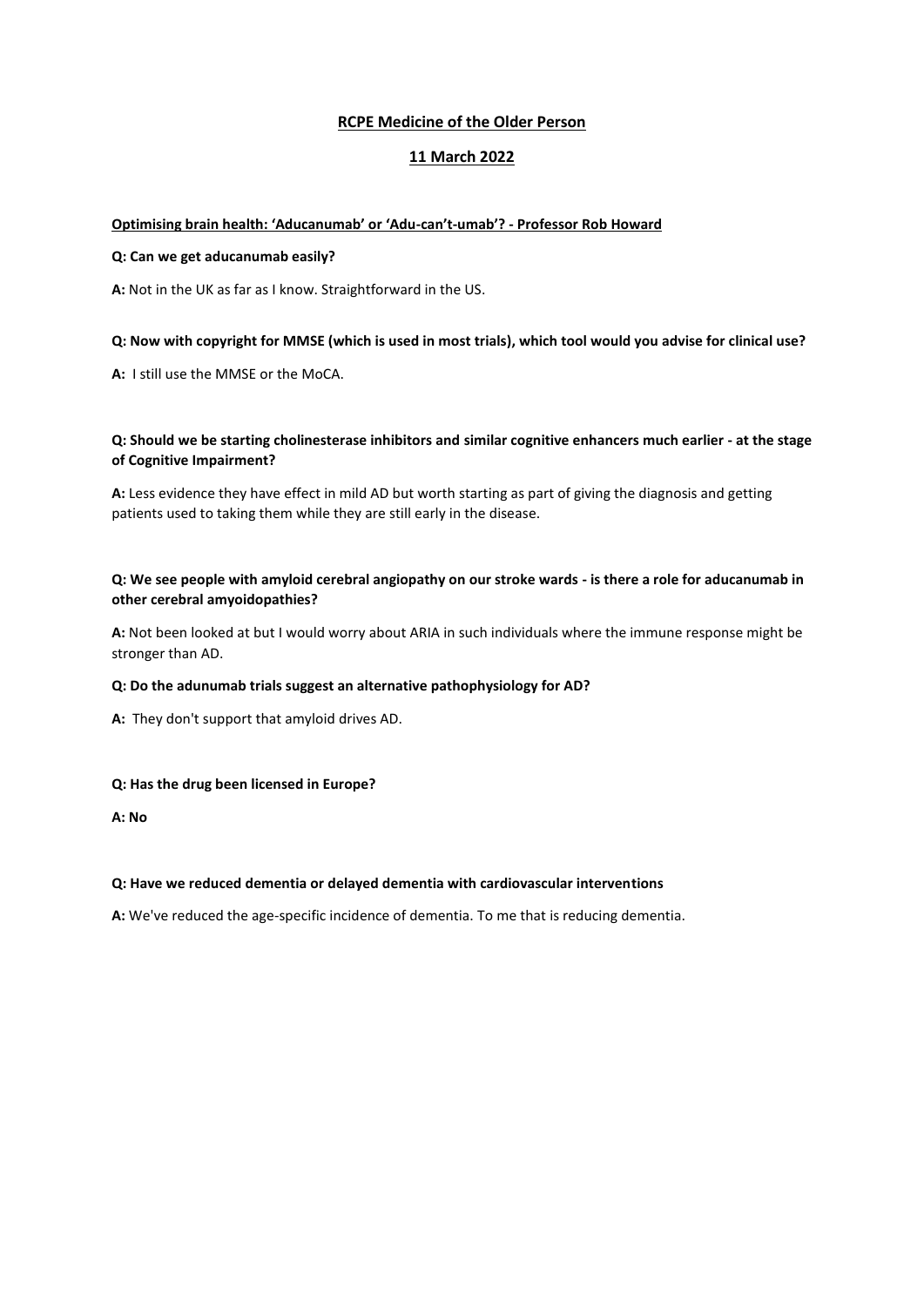# RCPE Medicine of the Older Person

## 11 March 2022

### Optimising brain health: 'Aducanumab' or 'Adu-can't-umab'? - Professor Rob Howard

**Q: Can we get aducanumab easily?**

**A:** Not in the UK as far as I know. Straightforward in the US.

**Q: Now with copyright for MMSE (which is used in most trials), which tool would you advise for clinical use?**

**A:** I still use the MMSE or the MoCA.

**Q: Should we be starting cholinesterase inhibitors and similar cognitive enhancers much earlier - at the stage of Cognitive Impairment?**

**A:** Less evidence they have effect in mild AD but worth starting as part of giving the diagnosis and getting patients used to taking them while they are still early in the disease.

**Q: We see people with amyloid cerebral angiopathy on our stroke wards - is there a role for aducanumab in other cerebral amyoidopathies?**

**A:** Not been looked at but I would worry about ARIA in such individuals where the immune response might be stronger than AD.

**Q: Do the adunumab trials suggest an alternative pathophysiology for AD?**

**A:** They don't support that amyloid drives AD.

**Q: Has the drug been licensed in Europe?**

**A: No**

**Q: Have we reduced dementia or delayed dementia with cardiovascular interventions**

**A:** We've reduced the age-specific incidence of dementia. To me that is reducing dementia.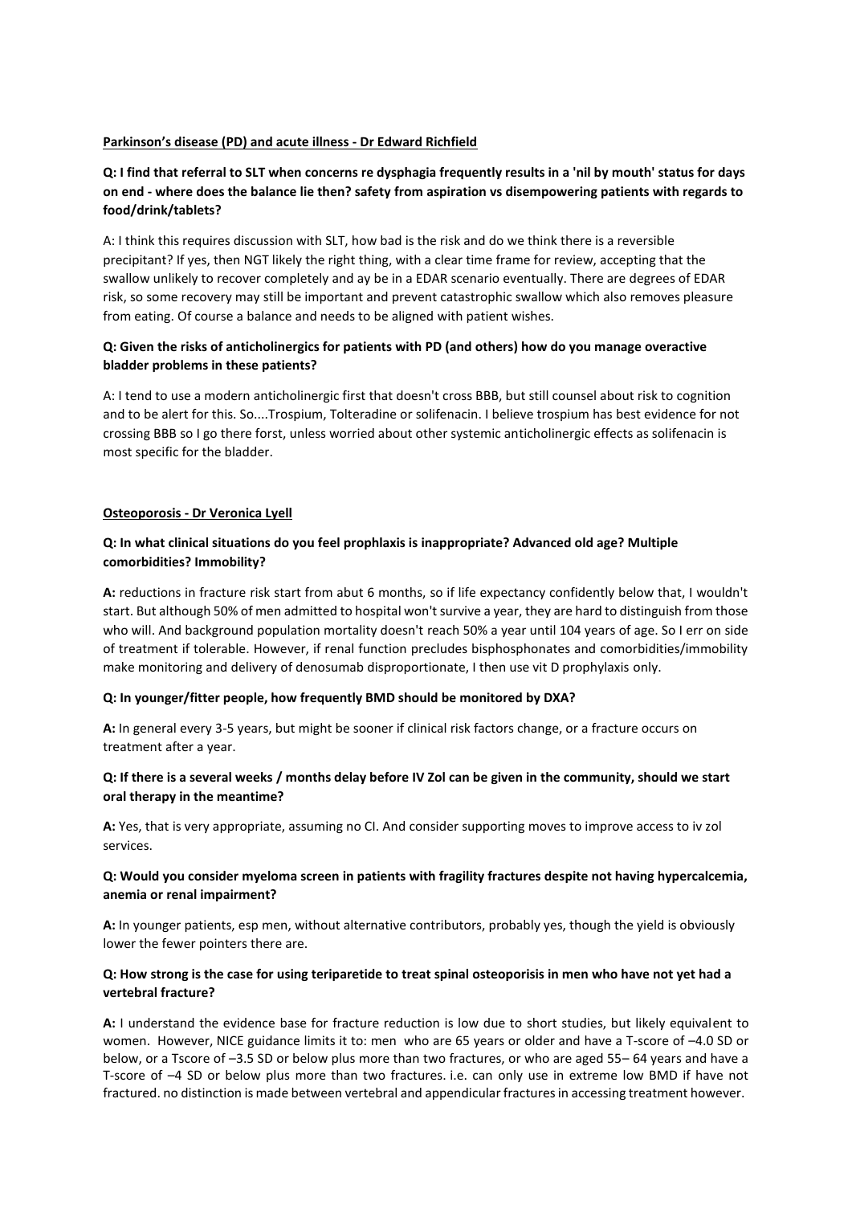**Parkinson's disease (PD) and acute illness - Dr Edward Richfield**

**Q: I find that referral to SLT when concerns re dysphagia frequently results in a 'nil by mouth' status for days on end - where does the balance lie then? safety from aspiration vs disempowering patients with regards to food/drink/tablets?**

A: I think this requires discussion with SLT, how bad is the risk and do we think there is a reversible precipitant? If yes, then NGT likely the right thing, with a clear time frame for review, accepting that the swallow unlikely to recover completely and ay be in a EDAR scenario eventually. There are degrees of EDAR risk, so some recovery may still be important and prevent catastrophic swallow which also removes pleasure from eating. Of course a balance and needs to be aligned with patient wishes.

**Q: Given the risks of anticholinergics for patients with PD (and others) how do you manage overactive bladder problems in these patients?**

A: I tend to use a modern anticholinergic first that doesn't cross BBB, but still counsel about risk to cognition and to be alert for this. So....Trospium, Tolteradine or solifenacin. I believe trospium has best evidence for not crossing BBB so I go there forst, unless worried about other systemic anticholinergic effects as solifenacin is most specific for the bladder.

**Osteoporosis - Dr Veronica Lyell**

**Q: In what clinical situations do you feel prophlaxis is inappropriate? Advanced old age? Multiple comorbidities? Immobility?**

**A:** reductions in fracture risk start from abut 6 months, so if life expectancy confidently below that, I wouldn't start. But although 50% of men admitted to hospital won't survive a year, they are hard to distinguish from those who will. And background population mortality doesn't reach 50% a year until 104 years of age. So I err on side of treatment if tolerable. However, if renal function precludes bisphosphonates and comorbidities/immobility make monitoring and delivery of denosumab disproportionate, I then use vit D prophylaxis only.

**Q: In younger/fitter people, how frequently BMD should be monitored by DXA?**

**A:** In general every 3-5 years, but might be sooner if clinical risk factors change, or a fracture occurs on treatment after a year.

**Q: If there is a several weeks / months delay before IV Zol can be given in the community, should we start oral therapy in the meantime?**

**A:** Yes, that is very appropriate, assuming no CI. And consider supporting moves to improve access to iv zol services.

**Q: Would you consider myeloma screen in patients with fragility fractures despite not having hypercalcemia, anemia or renal impairment?**

**A:** In younger patients, esp men, without alternative contributors, probably yes, though the yield is obviously lower the fewer pointers there are.

**Q: How strong is the case for using teriparetide to treat spinal osteoporisis in men who have not yet had a vertebral fracture?**

**A:** I understand the evidence base for fracture reduction is low due to short studies, but likely equivalent to women. However, NICE guidance limits it to: men who are 65 years or older and have a T-score of –4.0 SD or below, or a Tscore of –3.5 SD or below plus more than two fractures, or who are aged 55– 64 years and have a T-score of –4 SD or below plus more than two fractures. i.e. can only use in extreme low BMD if have not fractured. no distinction is made between vertebral and appendicular fractures in accessing treatment however.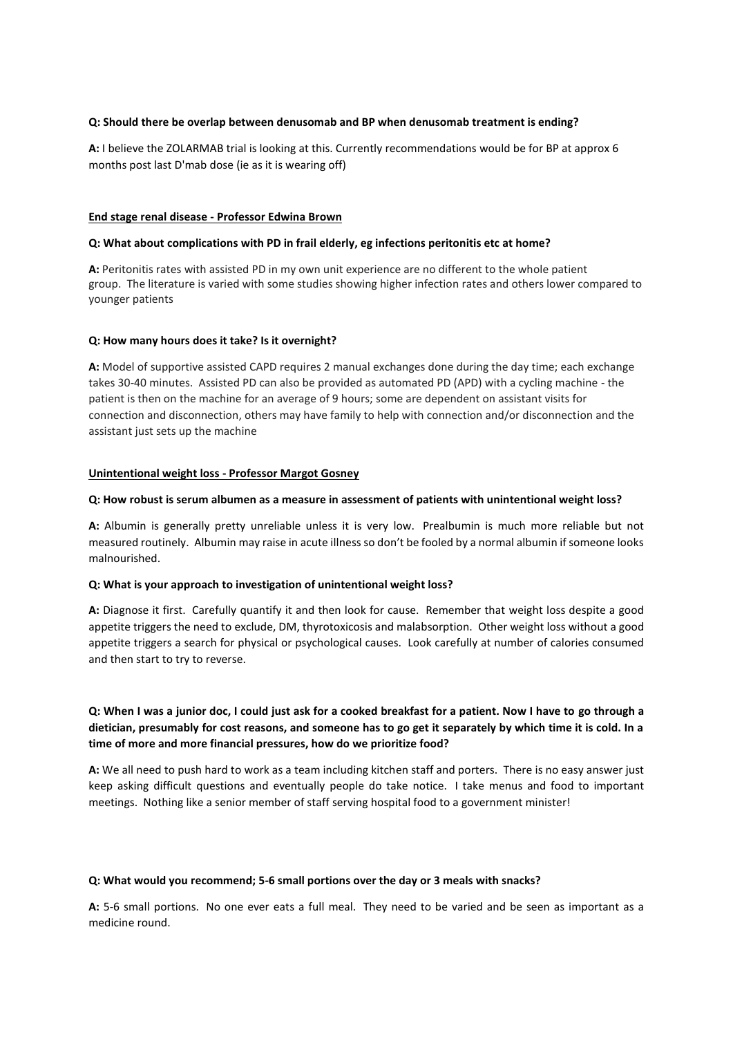**Q: Should there be overlap between denusomab and BP when denusomab treatment is ending?**

**A:** I believe the ZOLARMAB trial is looking at this. Currently recommendations would be for BP at approx 6 months post last D'mab dose (ie as it is wearing off)

## End stage renal disease - Professor Edwina Brown

**Q: What about complications with PD in frail elderly, eg infections peritonitis etc at home?**

**A:** Peritonitis rates with assisted PD in my own unit experience are no different to the whole patient group. The literature is varied with some studies showing higher infection rates and others lower compared to younger patients

**Q: How many hours does it take? Is it overnight?**

**A:** Model of supportive assisted CAPD requires 2 manual exchanges done during the day time; each exchange takes 30-40 minutes. Assisted PD can also be provided as automated PD (APD) with a cycling machine - the patient is then on the machine for an average of 9 hours; some are dependent on assistant visits for connection and disconnection, others may have family to help with connection and/or disconnection and the assistant just sets up the machine

## Unintentional weight loss - Professor Margot Gosney

**Q: How robust is serum albumen as a measure in assessment of patients with unintentional weight loss?**

**A:** Albumin is generally pretty unreliable unless it is very low. Prealbumin is much more reliable but not measured routinely. Albumin may raise in acute illness so don't be fooled by a normal albumin if someone looks malnourished.

**Q: What is your approach to investigation of unintentional weight loss?**

**A:** Diagnose it first. Carefully quantify it and then look for cause. Remember that weight loss despite a good appetite triggers the need to exclude, DM, thyrotoxicosis and malabsorption. Other weight loss without a good appetite triggers a search for physical or psychological causes. Look carefully at number of calories consumed and then start to try to reverse.

**Q: When I was a junior doc, I could just ask for a cooked breakfast for a patient. Now I have to go through a dietician, presumably for cost reasons, and someone has to go get it separately by which time it is cold. In a time of more and more financial pressures, how do we prioritize food?**

**A:** We all need to push hard to work as a team including kitchen staff and porters. There is no easy answer just keep asking difficult questions and eventually people do take notice. I take menus and food to important meetings. Nothing like a senior member of staff serving hospital food to a government minister!

**Q: What would you recommend; 5-6 small portions over the day or 3 meals with snacks?**

**A:** 5-6 small portions. No one ever eats a full meal. They need to be varied and be seen as important as a medicine round.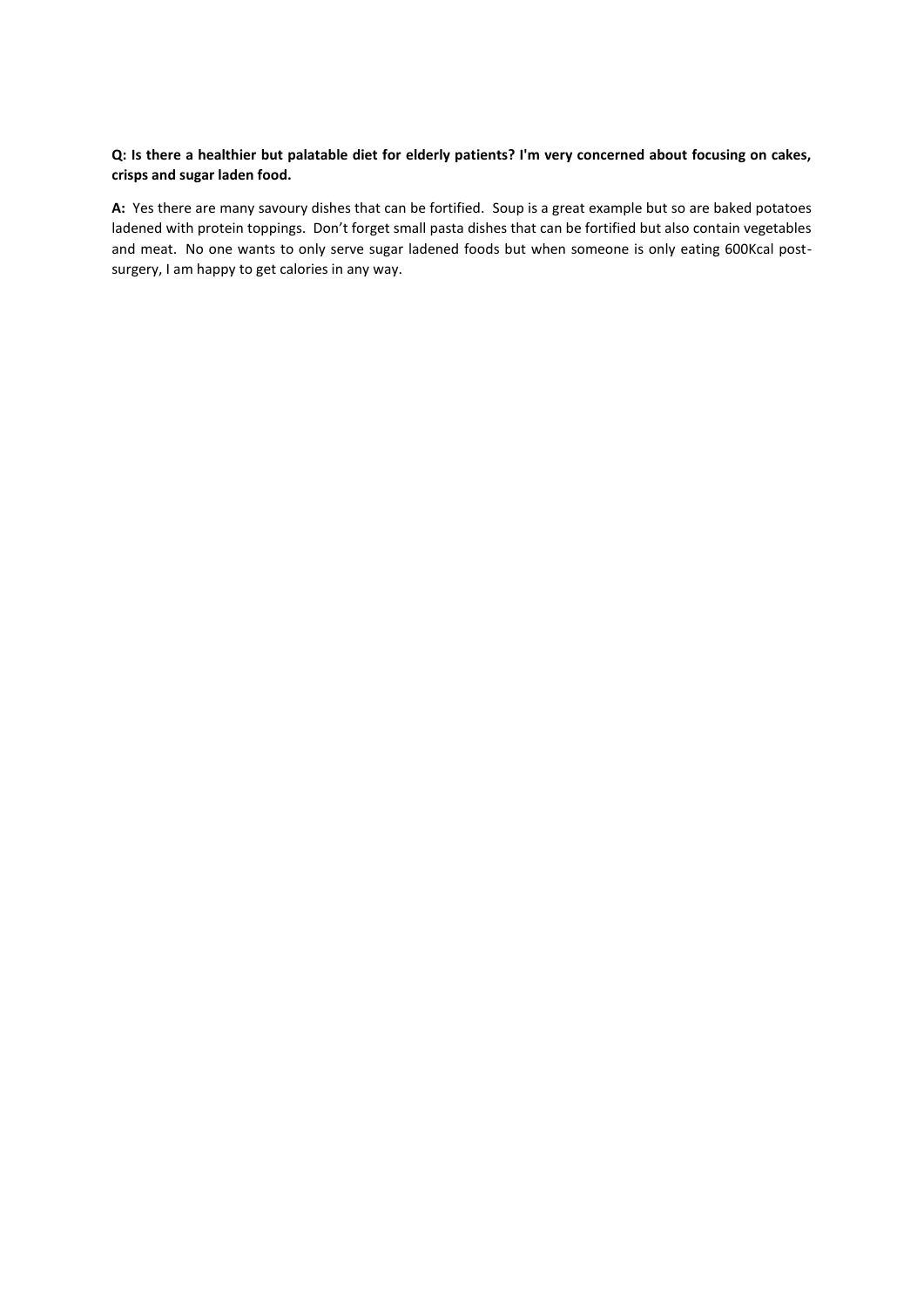**Q: Is there a healthier but palatable diet for elderly patients? I'm very concerned about focusing on cakes, crisps and sugar laden food.**

**A:** Yes there are many savoury dishes that can be fortified. Soup is a great example but so are baked potatoes ladened with protein toppings. Don't forget small pasta dishes that can be fortified but also contain vegetables and meat. No one wants to only serve sugar ladened foods but when someone is only eating 600Kcal post-surgery, I am happy to get calories in any way.